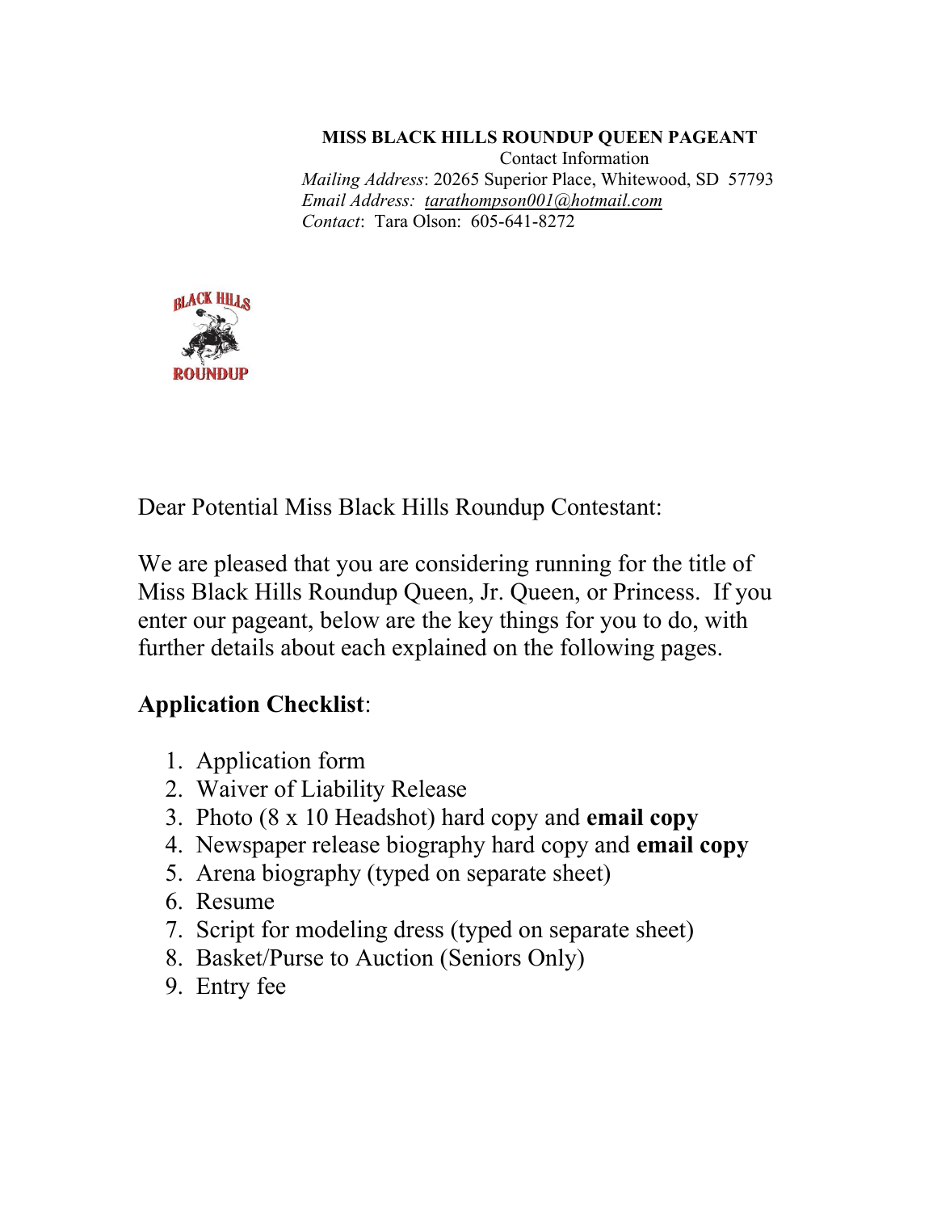**MISS BLACK HILLS ROUNDUP QUEEN PAGEANT**

Contact Information

*Mailing Address*: 20265 Superior Place, Whitewood, SD 57793

*Email Address*: tarathompson001@hotmail.com

*Contact*: Tara Olson: 605-641-8272

Dear Potential Miss Black Hills Roundup Contestant:

We are pleased that you are considering running for the title of Miss Black Hills Roundup Queen, Jr. Queen, or Princess. If you enter our pageant, below are the key things for you to do, with further details about each explained on the following pages.

**Application Checklist**:

1. Application form
2. Waiver of Liability Release
3. Photo (8 x 10 Headshot) hard copy and **email copy**
4. Newspaper release biography hard copy and **email copy**
5. Arena biography (typed on separate sheet)
6. Resume
7. Script for modeling dress (typed on separate sheet)
8. Basket/Purse to Auction (Seniors Only)
9. Entry fee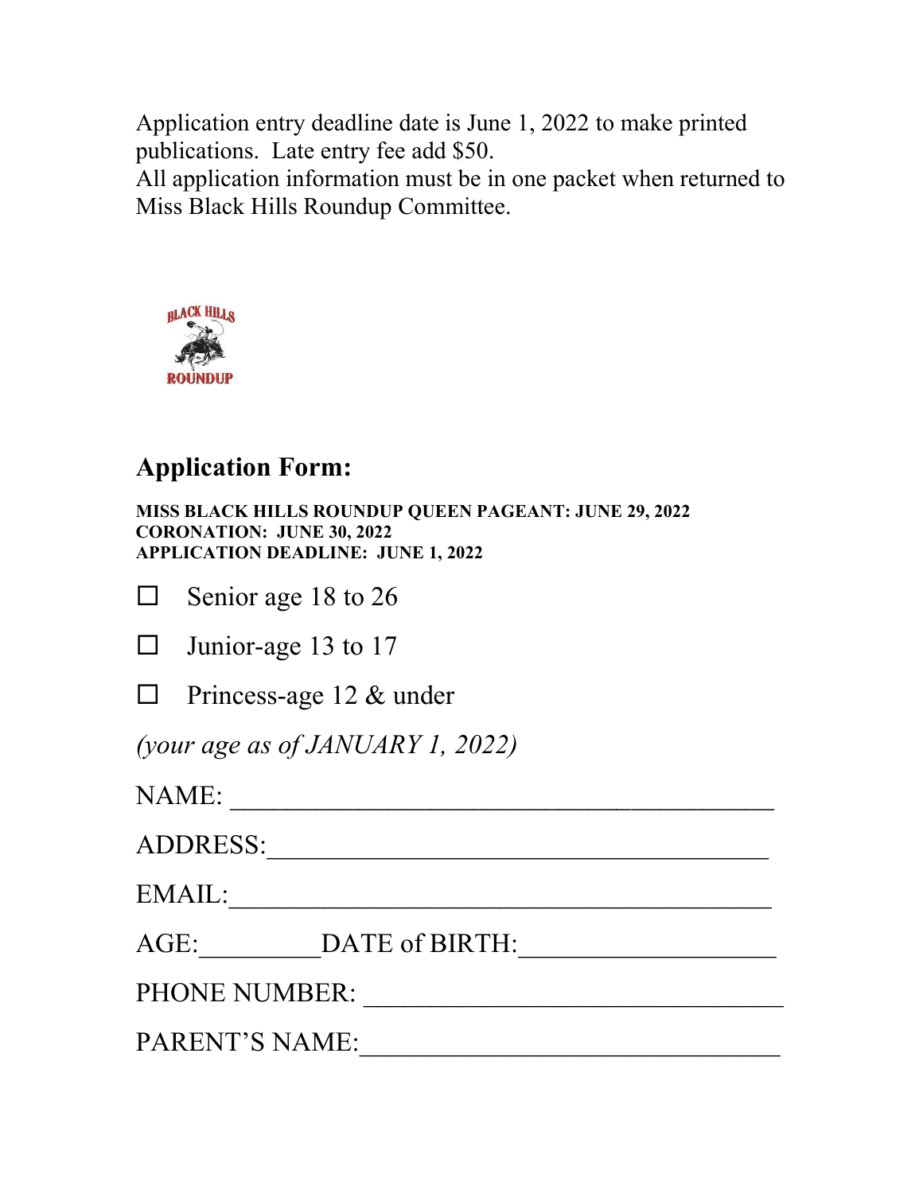Application entry deadline date is June 1, 2022 to make printed publications. Late entry fee add $50.
All application information must be in one packet when returned to Miss Black Hills Roundup Committee.

BLACK HILLS ROUNDUP

## Application Form:

**MISS BLACK HILLS ROUNDUP QUEEN PAGEANT: JUNE 29, 2022**
**CORONATION: JUNE 30, 2022**
**APPLICATION DEADLINE: JUNE 1, 2022**

☐ Senior age 18 to 26

☐ Junior-age 13 to 17

☐ Princess-age 12 & under

*(your age as of JANUARY 1, 2022)*

NAME: ________________________________________

ADDRESS:_____________________________________

EMAIL:_______________________________________

AGE:_________DATE of BIRTH:___________________

PHONE NUMBER: _______________________________

PARENT'S NAME:_______________________________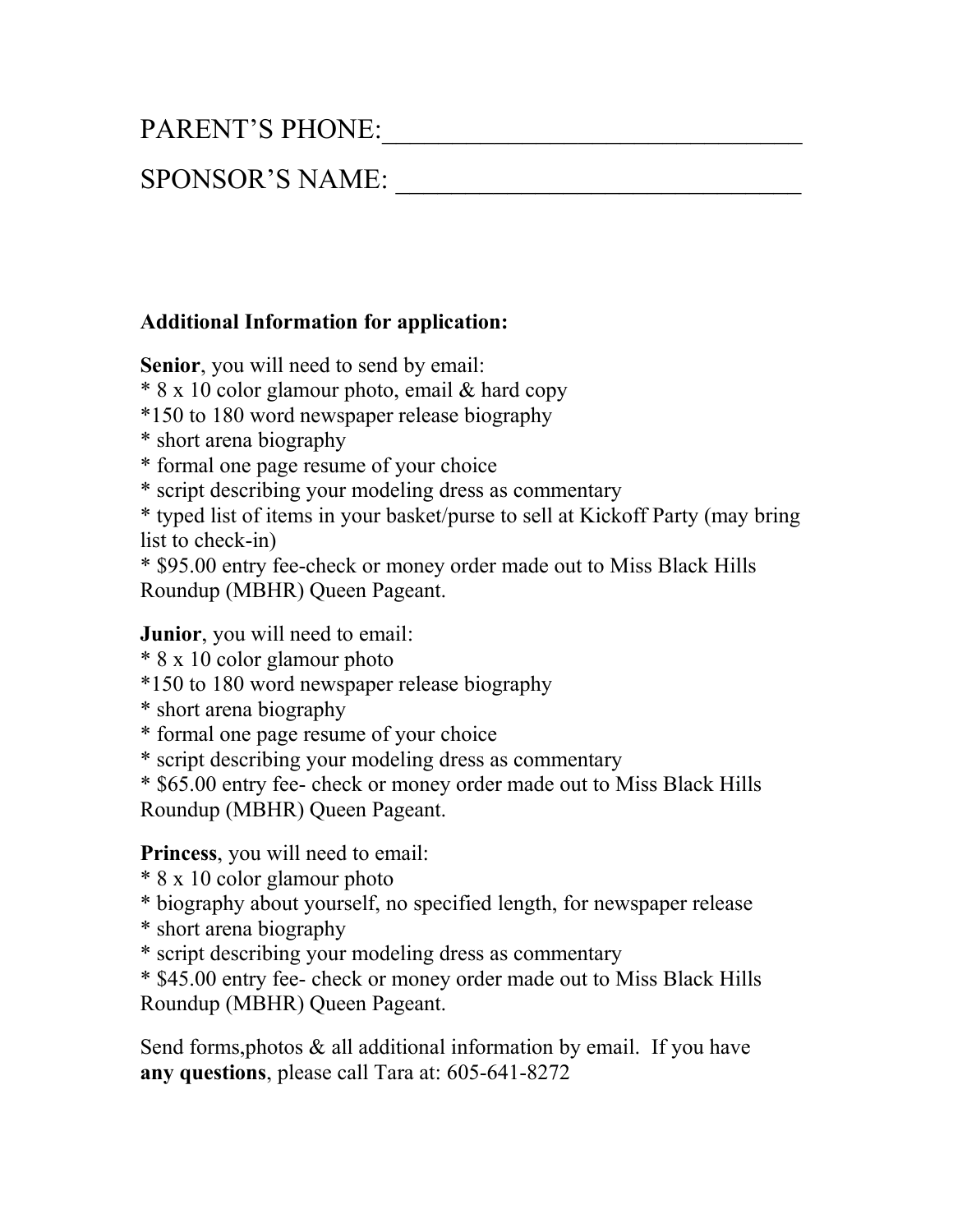PARENT'S PHONE:______________________________

SPONSOR'S NAME: ______________________________

**Additional Information for application:**

**Senior**, you will need to send by email:
* 8 x 10 color glamour photo, email & hard copy
*150 to 180 word newspaper release biography
* short arena biography
* formal one page resume of your choice
* script describing your modeling dress as commentary
* typed list of items in your basket/purse to sell at Kickoff Party (may bring list to check-in)
* $95.00 entry fee-check or money order made out to Miss Black Hills Roundup (MBHR) Queen Pageant.

**Junior**, you will need to email:
* 8 x 10 color glamour photo
*150 to 180 word newspaper release biography
* short arena biography
* formal one page resume of your choice
* script describing your modeling dress as commentary
* $65.00 entry fee- check or money order made out to Miss Black Hills Roundup (MBHR) Queen Pageant.

**Princess**, you will need to email:
* 8 x 10 color glamour photo
* biography about yourself, no specified length, for newspaper release
* short arena biography
* script describing your modeling dress as commentary
* $45.00 entry fee- check or money order made out to Miss Black Hills Roundup (MBHR) Queen Pageant.

Send forms,photos & all additional information by email. If you have **any questions**, please call Tara at: 605-641-8272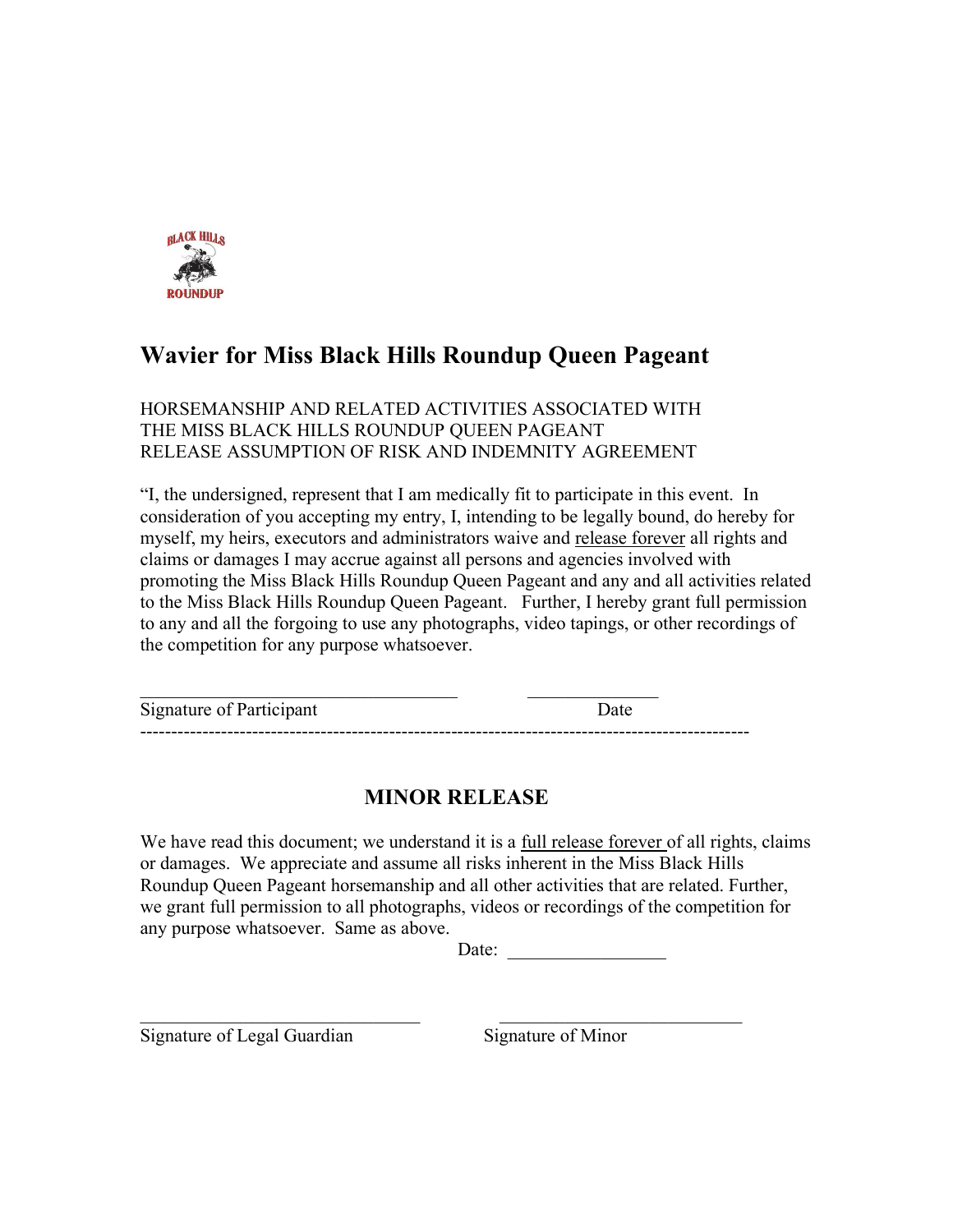# Wavier for Miss Black Hills Roundup Queen Pageant

HORSEMANSHIP AND RELATED ACTIVITIES ASSOCIATED WITH
THE MISS BLACK HILLS ROUNDUP QUEEN PAGEANT
RELEASE ASSUMPTION OF RISK AND INDEMNITY AGREEMENT

"I, the undersigned, represent that I am medically fit to participate in this event. In consideration of you accepting my entry, I, intending to be legally bound, do hereby for myself, my heirs, executors and administrators waive and <u>release forever</u> all rights and claims or damages I may accrue against all persons and agencies involved with promoting the Miss Black Hills Roundup Queen Pageant and any and all activities related to the Miss Black Hills Roundup Queen Pageant. Further, I hereby grant full permission to any and all the forgoing to use any photographs, video tapings, or other recordings of the competition for any purpose whatsoever.

\_\_\_\_\_\_\_\_\_\_\_\_\_\_\_\_\_\_\_\_\_\_\_\_\_\_\_\_\_\_\_\_\_\_\_ \_\_\_\_\_\_\_\_\_\_\_\_\_\_
Signature of Participant Date

-----------------------------------------------------------------------------------------------

## MINOR RELEASE

We have read this document; we understand it is a <u>full release forever</u> of all rights, claims or damages. We appreciate and assume all risks inherent in the Miss Black Hills Roundup Queen Pageant horsemanship and all other activities that are related. Further, we grant full permission to all photographs, videos or recordings of the competition for any purpose whatsoever. Same as above.

Date: \_\_\_\_\_\_\_\_\_\_\_\_\_\_\_\_\_

\_\_\_\_\_\_\_\_\_\_\_\_\_\_\_\_\_\_\_\_\_\_\_\_\_\_\_\_\_\_\_ \_\_\_\_\_\_\_\_\_\_\_\_\_\_\_\_\_\_\_\_\_\_\_\_\_\_\_
Signature of Legal Guardian Signature of Minor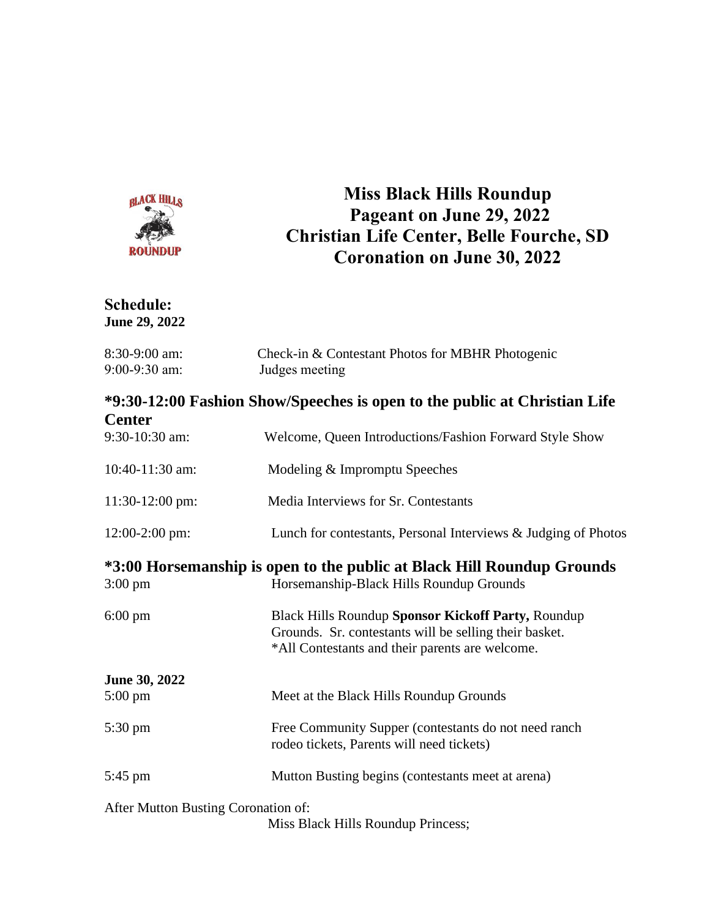# Miss Black Hills Roundup
## Pageant on June 29, 2022
## Christian Life Center, Belle Fourche, SD
## Coronation on June 30, 2022

### Schedule:
**June 29, 2022**

| | |
|---|---|
| 8:30-9:00 am: | Check-in & Contestant Photos for MBHR Photogenic |
| 9:00-9:30 am: | Judges meeting |

### *9:30-12:00 Fashion Show/Speeches is open to the public at Christian Life Center

| | |
|---|---|
| 9:30-10:30 am: | Welcome, Queen Introductions/Fashion Forward Style Show |
| 10:40-11:30 am: | Modeling & Impromptu Speeches |
| 11:30-12:00 pm: | Media Interviews for Sr. Contestants |
| 12:00-2:00 pm: | Lunch for contestants, Personal Interviews & Judging of Photos |

### *3:00 Horsemanship is open to the public at Black Hill Roundup Grounds

| | |
|---|---|
| 3:00 pm | Horsemanship-Black Hills Roundup Grounds |
| 6:00 pm | Black Hills Roundup **Sponsor Kickoff Party,** Roundup Grounds. Sr. contestants will be selling their basket. *All Contestants and their parents are welcome. |

**June 30, 2022**

| | |
|---|---|
| 5:00 pm | Meet at the Black Hills Roundup Grounds |
| 5:30 pm | Free Community Supper (contestants do not need ranch rodeo tickets, Parents will need tickets) |
| 5:45 pm | Mutton Busting begins (contestants meet at arena) |

After Mutton Busting Coronation of:

Miss Black Hills Roundup Princess;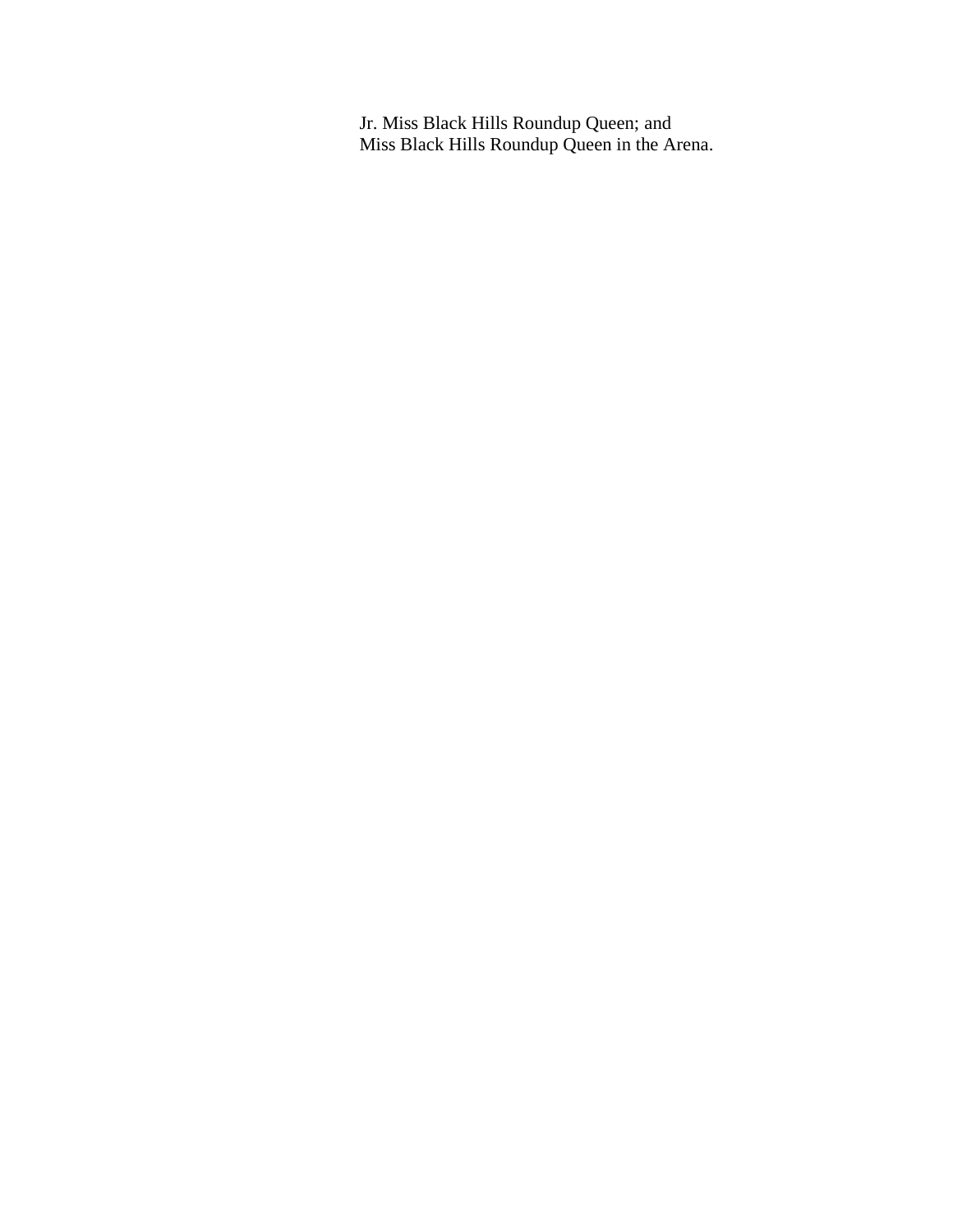Jr. Miss Black Hills Roundup Queen; and
Miss Black Hills Roundup Queen in the Arena.